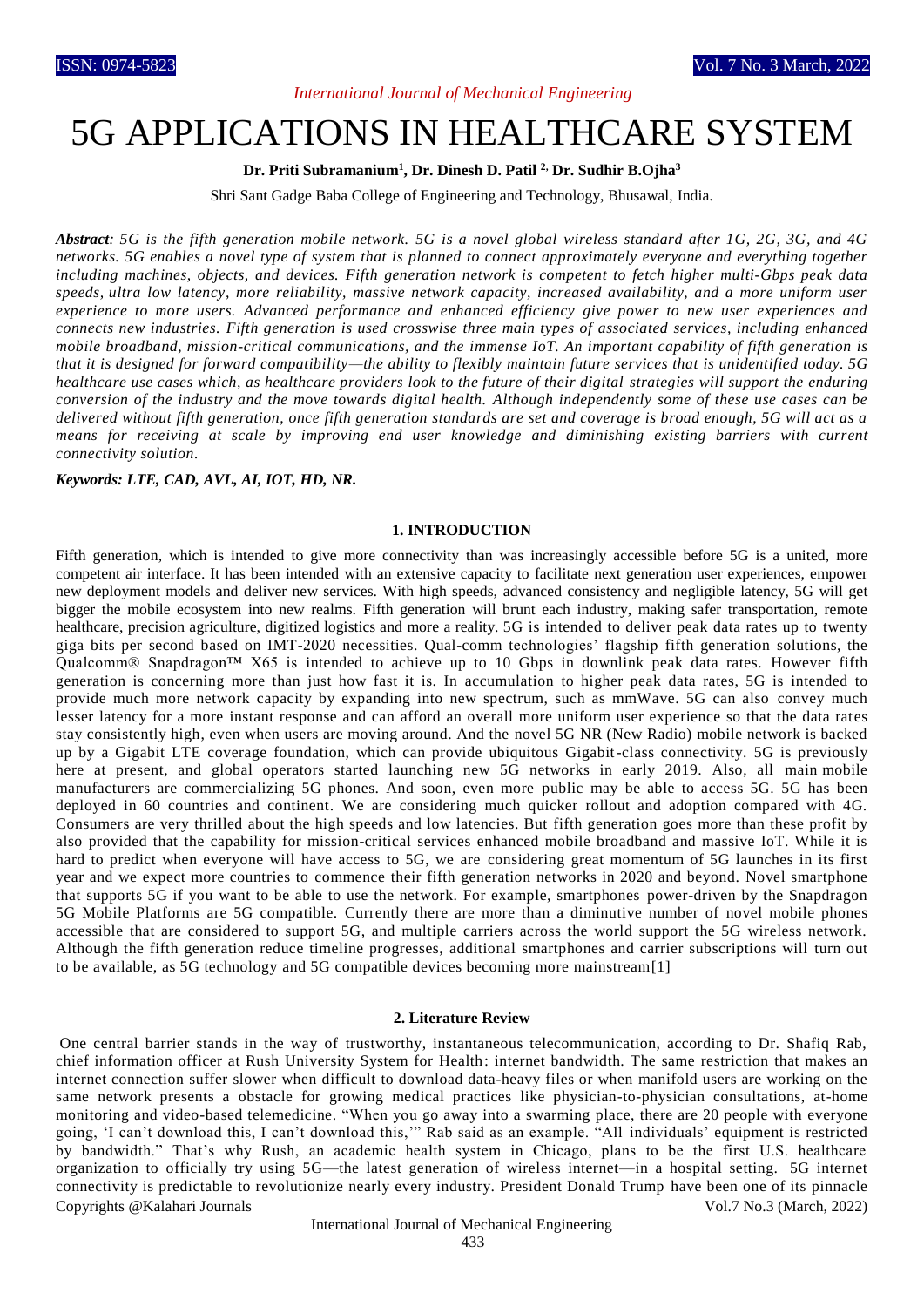# 5G APPLICATIONS IN HEALTHCARE SYSTEM

**Dr. Priti Subramanium[1], Dr. Dinesh D. Patil [2,] Dr. Sudhir B.Ojha[3]**

Shri Sant Gadge Baba College of Engineering and Technology, Bhusawal, India.

***Abstract**: 5G is the fifth generation mobile network. 5G is a novel global wireless standard after 1G, 2G, 3G, and 4G networks. 5G enables a novel type of system that is planned to connect approximately everyone and everything together including machines, objects, and devices. Fifth generation network is competent to fetch higher multi-Gbps peak data speeds, ultra low latency, more reliability, massive network capacity, increased availability, and a more uniform user experience to more users. Advanced performance and enhanced efficiency give power to new user experiences and connects new industries. Fifth generation is used crosswise three main types of associated services, including enhanced mobile broadband, mission-critical communications, and the immense IoT. An important capability of fifth generation is that it is designed for forward compatibility—the ability to flexibly maintain future services that is unidentified today. 5G healthcare use cases which, as healthcare providers look to the future of their digital strategies will support the enduring conversion of the industry and the move towards digital health. Although independently some of these use cases can be delivered without fifth generation, once fifth generation standards are set and coverage is broad enough, 5G will act as a means for receiving at scale by improving end user knowledge and diminishing existing barriers with current connectivity solution.*

***Keywords: LTE, CAD, AVL, AI, IOT, HD, NR.***

## 1. INTRODUCTION

Fifth generation, which is intended to give more connectivity than was increasingly accessible before 5G is a united, more competent air interface. It has been intended with an extensive capacity to facilitate next generation user experiences, empower new deployment models and deliver new services. With high speeds, advanced consistency and negligible latency, 5G will get bigger the mobile ecosystem into new realms. Fifth generation will brunt each industry, making safer transportation, remote healthcare, precision agriculture, digitized logistics and more a reality. 5G is intended to deliver peak data rates up to twenty giga bits per second based on IMT-2020 necessities. Qual-comm technologies' flagship fifth generation solutions, the Qualcomm® Snapdragon™ X65 is intended to achieve up to 10 Gbps in downlink peak data rates. However fifth generation is concerning more than just how fast it is. In accumulation to higher peak data rates, 5G is intended to provide much more network capacity by expanding into new spectrum, such as mmWave. 5G can also convey much lesser latency for a more instant response and can afford an overall more uniform user experience so that the data rates stay consistently high, even when users are moving around. And the novel 5G NR (New Radio) mobile network is backed up by a Gigabit LTE coverage foundation, which can provide ubiquitous Gigabit-class connectivity. 5G is previously here at present, and global operators started launching new 5G networks in early 2019. Also, all main mobile manufacturers are commercializing 5G phones. And soon, even more public may be able to access 5G. 5G has been deployed in 60 countries and continent. We are considering much quicker rollout and adoption compared with 4G. Consumers are very thrilled about the high speeds and low latencies. But fifth generation goes more than these profit by also provided that the capability for mission-critical services enhanced mobile broadband and massive IoT. While it is hard to predict when everyone will have access to 5G, we are considering great momentum of 5G launches in its first year and we expect more countries to commence their fifth generation networks in 2020 and beyond. Novel smartphone that supports 5G if you want to be able to use the network. For example, smartphones power-driven by the Snapdragon 5G Mobile Platforms are 5G compatible. Currently there are more than a diminutive number of novel mobile phones accessible that are considered to support 5G, and multiple carriers across the world support the 5G wireless network. Although the fifth generation reduce timeline progresses, additional smartphones and carrier subscriptions will turn out to be available, as 5G technology and 5G compatible devices becoming more mainstream[1]

## 2. Literature Review

One central barrier stands in the way of trustworthy, instantaneous telecommunication, according to Dr. Shafiq Rab, chief information officer at Rush University System for Health: internet bandwidth. The same restriction that makes an internet connection suffer slower when difficult to download data-heavy files or when manifold users are working on the same network presents a obstacle for growing medical practices like physician-to-physician consultations, at-home monitoring and video-based telemedicine. "When you go away into a swarming place, there are 20 people with everyone going, 'I can't download this, I can't download this,'" Rab said as an example. "All individuals' equipment is restricted by bandwidth." That's why Rush, an academic health system in Chicago, plans to be the first U.S. healthcare organization to officially try using 5G—the latest generation of wireless internet—in a hospital setting. 5G internet connectivity is predictable to revolutionize nearly every industry. President Donald Trump have been one of its pinnacle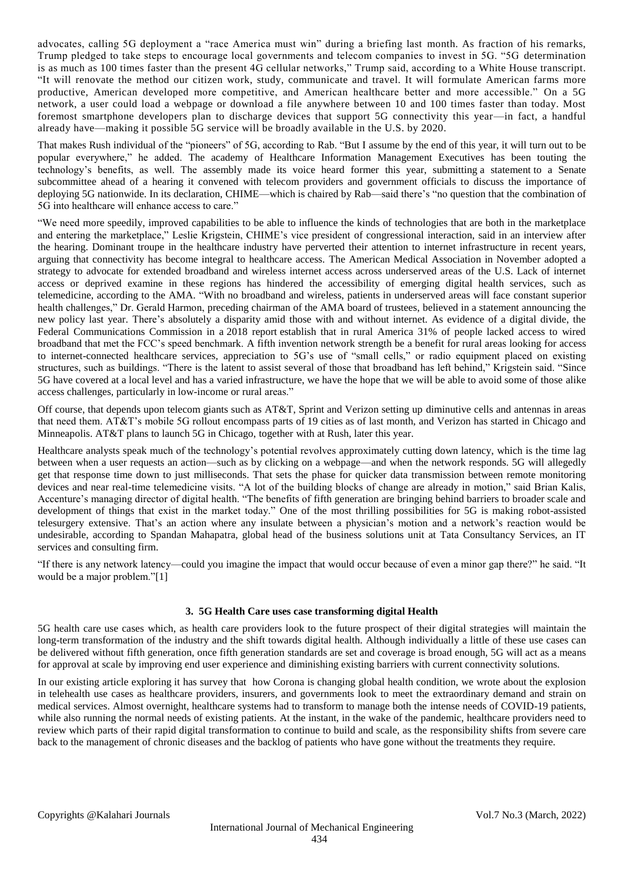advocates, calling 5G deployment a "race America must win" during a briefing last month. As fraction of his remarks, Trump pledged to take steps to encourage local governments and telecom companies to invest in 5G. "5G determination is as much as 100 times faster than the present 4G cellular networks," Trump said, according to a White House transcript. "It will renovate the method our citizen work, study, communicate and travel. It will formulate American farms more productive, American developed more competitive, and American healthcare better and more accessible." On a 5G network, a user could load a webpage or download a file anywhere between 10 and 100 times faster than today. Most foremost smartphone developers plan to discharge devices that support 5G connectivity this year—in fact, a handful already have—making it possible 5G service will be broadly available in the U.S. by 2020.

That makes Rush individual of the "pioneers" of 5G, according to Rab. "But I assume by the end of this year, it will turn out to be popular everywhere," he added. The academy of Healthcare Information Management Executives has been touting the technology's benefits, as well. The assembly made its voice heard former this year, submitting a statement to a Senate subcommittee ahead of a hearing it convened with telecom providers and government officials to discuss the importance of deploying 5G nationwide. In its declaration, CHIME—which is chaired by Rab—said there's "no question that the combination of 5G into healthcare will enhance access to care."

"We need more speedily, improved capabilities to be able to influence the kinds of technologies that are both in the marketplace and entering the marketplace," Leslie Krigstein, CHIME's vice president of congressional interaction, said in an interview after the hearing. Dominant troupe in the healthcare industry have perverted their attention to internet infrastructure in recent years, arguing that connectivity has become integral to healthcare access. The American Medical Association in November adopted a strategy to advocate for extended broadband and wireless internet access across underserved areas of the U.S. Lack of internet access or deprived examine in these regions has hindered the accessibility of emerging digital health services, such as telemedicine, according to the AMA. "With no broadband and wireless, patients in underserved areas will face constant superior health challenges," Dr. Gerald Harmon, preceding chairman of the AMA board of trustees, believed in a statement announcing the new policy last year. There's absolutely a disparity amid those with and without internet. As evidence of a digital divide, the Federal Communications Commission in a 2018 report establish that in rural America 31% of people lacked access to wired broadband that met the FCC's speed benchmark. A fifth invention network strength be a benefit for rural areas looking for access to internet-connected healthcare services, appreciation to 5G's use of "small cells," or radio equipment placed on existing structures, such as buildings. "There is the latent to assist several of those that broadband has left behind," Krigstein said. "Since 5G have covered at a local level and has a varied infrastructure, we have the hope that we will be able to avoid some of those alike access challenges, particularly in low-income or rural areas."

Off course, that depends upon telecom giants such as AT&T, Sprint and Verizon setting up diminutive cells and antennas in areas that need them. AT&T's mobile 5G rollout encompass parts of 19 cities as of last month, and Verizon has started in Chicago and Minneapolis. AT&T plans to launch 5G in Chicago, together with at Rush, later this year.

Healthcare analysts speak much of the technology's potential revolves approximately cutting down latency, which is the time lag between when a user requests an action—such as by clicking on a webpage—and when the network responds. 5G will allegedly get that response time down to just milliseconds. That sets the phase for quicker data transmission between remote monitoring devices and near real-time telemedicine visits. "A lot of the building blocks of change are already in motion," said Brian Kalis, Accenture's managing director of digital health. "The benefits of fifth generation are bringing behind barriers to broader scale and development of things that exist in the market today." One of the most thrilling possibilities for 5G is making robot-assisted telesurgery extensive. That's an action where any insulate between a physician's motion and a network's reaction would be undesirable, according to Spandan Mahapatra, global head of the business solutions unit at Tata Consultancy Services, an IT services and consulting firm.

"If there is any network latency—could you imagine the impact that would occur because of even a minor gap there?" he said. "It would be a major problem."[1]

## 3. 5G Health Care uses case transforming digital Health

5G health care use cases which, as health care providers look to the future prospect of their digital strategies will maintain the long-term transformation of the industry and the shift towards digital health. Although individually a little of these use cases can be delivered without fifth generation, once fifth generation standards are set and coverage is broad enough, 5G will act as a means for approval at scale by improving end user experience and diminishing existing barriers with current connectivity solutions.

In our existing article exploring it has survey that how Corona is changing global health condition, we wrote about the explosion in telehealth use cases as healthcare providers, insurers, and governments look to meet the extraordinary demand and strain on medical services. Almost overnight, healthcare systems had to transform to manage both the intense needs of COVID-19 patients, while also running the normal needs of existing patients. At the instant, in the wake of the pandemic, healthcare providers need to review which parts of their rapid digital transformation to continue to build and scale, as the responsibility shifts from severe care back to the management of chronic diseases and the backlog of patients who have gone without the treatments they require.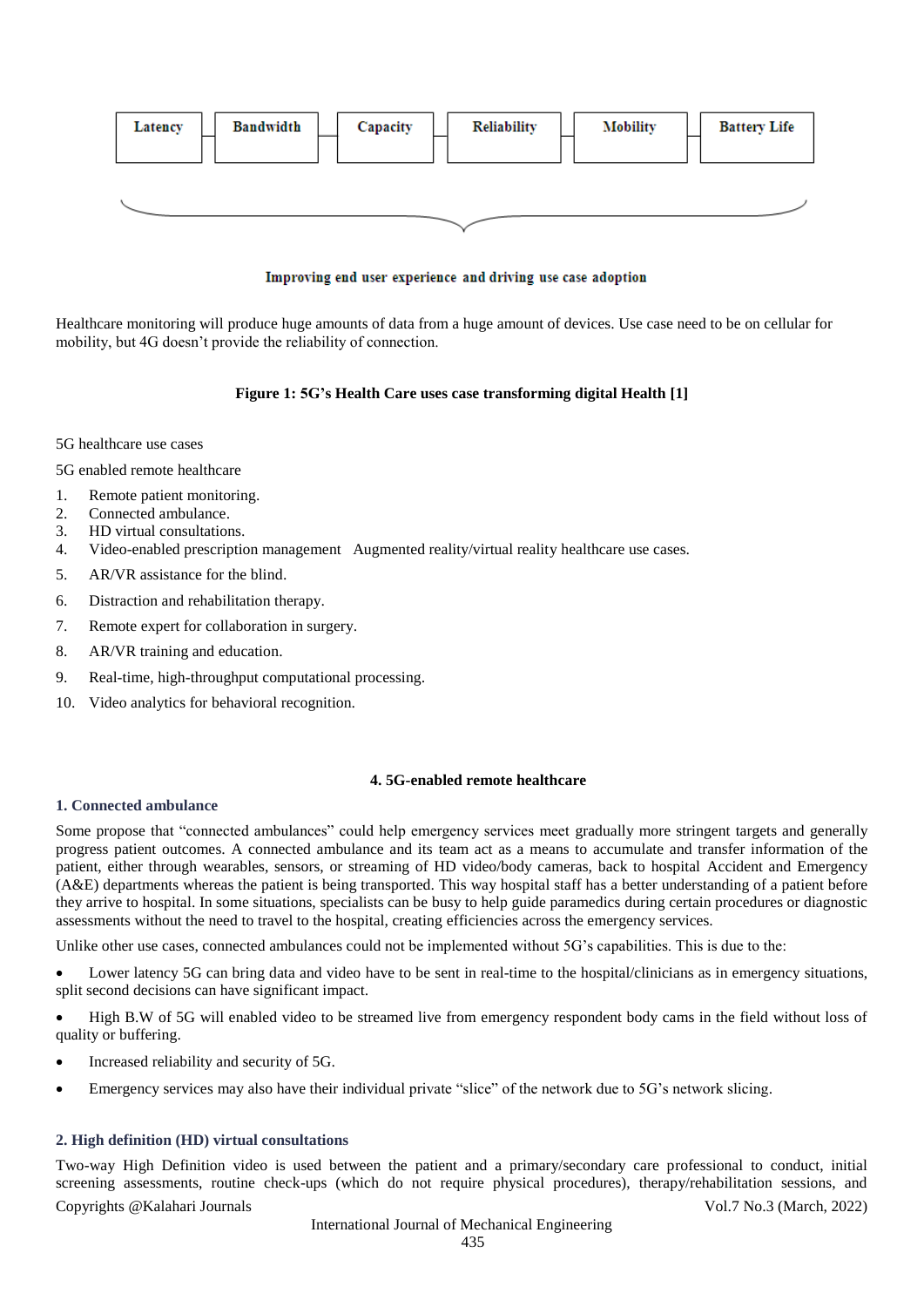Latency | Bandwidth | Capacity | Reliability | Mobility | Battery Life

**Improving end user experience and driving use case adoption**

Healthcare monitoring will produce huge amounts of data from a huge amount of devices. Use case need to be on cellular for mobility, but 4G doesn't provide the reliability of connection.

**Figure 1: 5G's Health Care uses case transforming digital Health [1]**

5G healthcare use cases

5G enabled remote healthcare

1. Remote patient monitoring.
2. Connected ambulance.
3. HD virtual consultations.
4. Video-enabled prescription management Augmented reality/virtual reality healthcare use cases.
5. AR/VR assistance for the blind.
6. Distraction and rehabilitation therapy.
7. Remote expert for collaboration in surgery.
8. AR/VR training and education.
9. Real-time, high-throughput computational processing.
10. Video analytics for behavioral recognition.

## 4. 5G-enabled remote healthcare

### 1. Connected ambulance

Some propose that "connected ambulances" could help emergency services meet gradually more stringent targets and generally progress patient outcomes. A connected ambulance and its team act as a means to accumulate and transfer information of the patient, either through wearables, sensors, or streaming of HD video/body cameras, back to hospital Accident and Emergency (A&E) departments whereas the patient is being transported. This way hospital staff has a better understanding of a patient before they arrive to hospital. In some situations, specialists can be busy to help guide paramedics during certain procedures or diagnostic assessments without the need to travel to the hospital, creating efficiencies across the emergency services.

Unlike other use cases, connected ambulances could not be implemented without 5G's capabilities. This is due to the:

- Lower latency 5G can bring data and video have to be sent in real-time to the hospital/clinicians as in emergency situations, split second decisions can have significant impact.
- High B.W of 5G will enabled video to be streamed live from emergency respondent body cams in the field without loss of quality or buffering.
- Increased reliability and security of 5G.
- Emergency services may also have their individual private "slice" of the network due to 5G's network slicing.

### 2. High definition (HD) virtual consultations

Two-way High Definition video is used between the patient and a primary/secondary care professional to conduct, initial screening assessments, routine check-ups (which do not require physical procedures), therapy/rehabilitation sessions, and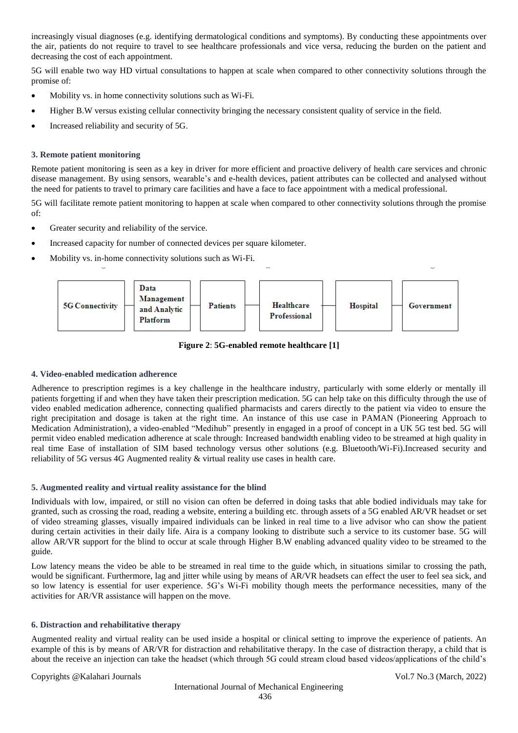increasingly visual diagnoses (e.g. identifying dermatological conditions and symptoms). By conducting these appointments over the air, patients do not require to travel to see healthcare professionals and vice versa, reducing the burden on the patient and decreasing the cost of each appointment.

5G will enable two way HD virtual consultations to happen at scale when compared to other connectivity solutions through the promise of:

- Mobility vs. in home connectivity solutions such as Wi-Fi.
- Higher B.W versus existing cellular connectivity bringing the necessary consistent quality of service in the field.
- Increased reliability and security of 5G.

### 3. Remote patient monitoring

Remote patient monitoring is seen as a key in driver for more efficient and proactive delivery of health care services and chronic disease management. By using sensors, wearable's and e-health devices, patient attributes can be collected and analysed without the need for patients to travel to primary care facilities and have a face to face appointment with a medical professional.

5G will facilitate remote patient monitoring to happen at scale when compared to other connectivity solutions through the promise of:

- Greater security and reliability of the service.
- Increased capacity for number of connected devices per square kilometer.
- Mobility vs. in-home connectivity solutions such as Wi-Fi.

5G Connectivity — Data Management and Analytic Platform — Patients — Healthcare Professional — Hospital — Government

**Figure 2**: **5G-enabled remote healthcare [1]**

### 4. Video-enabled medication adherence

Adherence to prescription regimes is a key challenge in the healthcare industry, particularly with some elderly or mentally ill patients forgetting if and when they have taken their prescription medication. 5G can help take on this difficulty through the use of video enabled medication adherence, connecting qualified pharmacists and carers directly to the patient via video to ensure the right precipitation and dosage is taken at the right time. An instance of this use case in PAMAN (Pioneering Approach to Medication Administration), a video-enabled "Medihub" presently in engaged in a proof of concept in a UK 5G test bed. 5G will permit video enabled medication adherence at scale through: Increased bandwidth enabling video to be streamed at high quality in real time Ease of installation of SIM based technology versus other solutions (e.g. Bluetooth/Wi-Fi).Increased security and reliability of 5G versus 4G Augmented reality & virtual reality use cases in health care.

### 5. Augmented reality and virtual reality assistance for the blind

Individuals with low, impaired, or still no vision can often be deferred in doing tasks that able bodied individuals may take for granted, such as crossing the road, reading a website, entering a building etc. through assets of a 5G enabled AR/VR headset or set of video streaming glasses, visually impaired individuals can be linked in real time to a live advisor who can show the patient during certain activities in their daily life. Aira is a company looking to distribute such a service to its customer base. 5G will allow AR/VR support for the blind to occur at scale through Higher B.W enabling advanced quality video to be streamed to the guide.

Low latency means the video be able to be streamed in real time to the guide which, in situations similar to crossing the path, would be significant. Furthermore, lag and jitter while using by means of AR/VR headsets can effect the user to feel sea sick, and so low latency is essential for user experience. 5G's Wi-Fi mobility though meets the performance necessities, many of the activities for AR/VR assistance will happen on the move.

### 6. Distraction and rehabilitative therapy

Augmented reality and virtual reality can be used inside a hospital or clinical setting to improve the experience of patients. An example of this is by means of AR/VR for distraction and rehabilitative therapy. In the case of distraction therapy, a child that is about the receive an injection can take the headset (which through 5G could stream cloud based videos/applications of the child's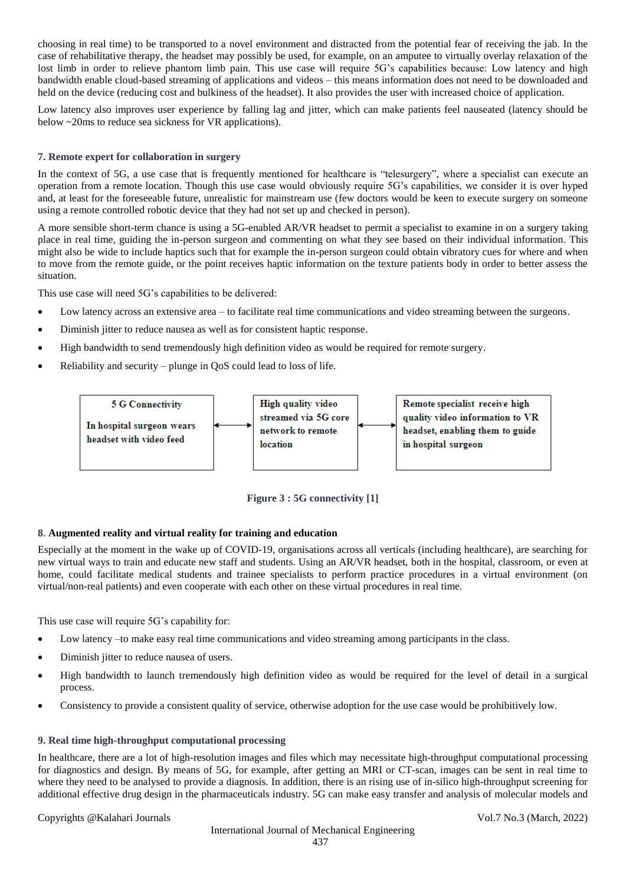choosing in real time) to be transported to a novel environment and distracted from the potential fear of receiving the jab. In the case of rehabilitative therapy, the headset may possibly be used, for example, on an amputee to virtually overlay relaxation of the lost limb in order to relieve phantom limb pain. This use case will require 5G's capabilities because: Low latency and high bandwidth enable cloud-based streaming of applications and videos – this means information does not need to be downloaded and held on the device (reducing cost and bulkiness of the headset). It also provides the user with increased choice of application.

Low latency also improves user experience by falling lag and jitter, which can make patients feel nauseated (latency should be below ~20ms to reduce sea sickness for VR applications).

#### 7. Remote expert for collaboration in surgery

In the context of 5G, a use case that is frequently mentioned for healthcare is "telesurgery", where a specialist can execute an operation from a remote location. Though this use case would obviously require 5G's capabilities, we consider it is over hyped and, at least for the foreseeable future, unrealistic for mainstream use (few doctors would be keen to execute surgery on someone using a remote controlled robotic device that they had not set up and checked in person).

A more sensible short-term chance is using a 5G-enabled AR/VR headset to permit a specialist to examine in on a surgery taking place in real time, guiding the in-person surgeon and commenting on what they see based on their individual information. This might also be wide to include haptics such that for example the in-person surgeon could obtain vibratory cues for where and when to move from the remote guide, or the point receives haptic information on the texture patients body in order to better assess the situation.

This use case will need 5G's capabilities to be delivered:

- Low latency across an extensive area – to facilitate real time communications and video streaming between the surgeons.
- Diminish jitter to reduce nausea as well as for consistent haptic response.
- High bandwidth to send tremendously high definition video as would be required for remote surgery.
- Reliability and security – plunge in QoS could lead to loss of life.

| 5 G Connectivity<br>In hospital surgeon wears headset with video feed | ↔ | High quality video streamed via 5G core network to remote location | ↔ | Remote specialist receive high quality video information to VR headset, enabling them to guide in hospital surgeon |
|---|---|---|---|---|

**Figure 3 : 5G connectivity [1]**

#### 8. Augmented reality and virtual reality for training and education

Especially at the moment in the wake up of COVID-19, organisations across all verticals (including healthcare), are searching for new virtual ways to train and educate new staff and students. Using an AR/VR headset, both in the hospital, classroom, or even at home, could facilitate medical students and trainee specialists to perform practice procedures in a virtual environment (on virtual/non-real patients) and even cooperate with each other on these virtual procedures in real time.

This use case will require 5G's capability for:

- Low latency –to make easy real time communications and video streaming among participants in the class.
- Diminish jitter to reduce nausea of users.
- High bandwidth to launch tremendously high definition video as would be required for the level of detail in a surgical process.
- Consistency to provide a consistent quality of service, otherwise adoption for the use case would be prohibitively low.

#### 9. Real time high-throughput computational processing

In healthcare, there are a lot of high-resolution images and files which may necessitate high-throughput computational processing for diagnostics and design. By means of 5G, for example, after getting an MRI or CT-scan, images can be sent in real time to where they need to be analysed to provide a diagnosis. In addition, there is an rising use of in-silico high-throughput screening for additional effective drug design in the pharmaceuticals industry. 5G can make easy transfer and analysis of molecular models and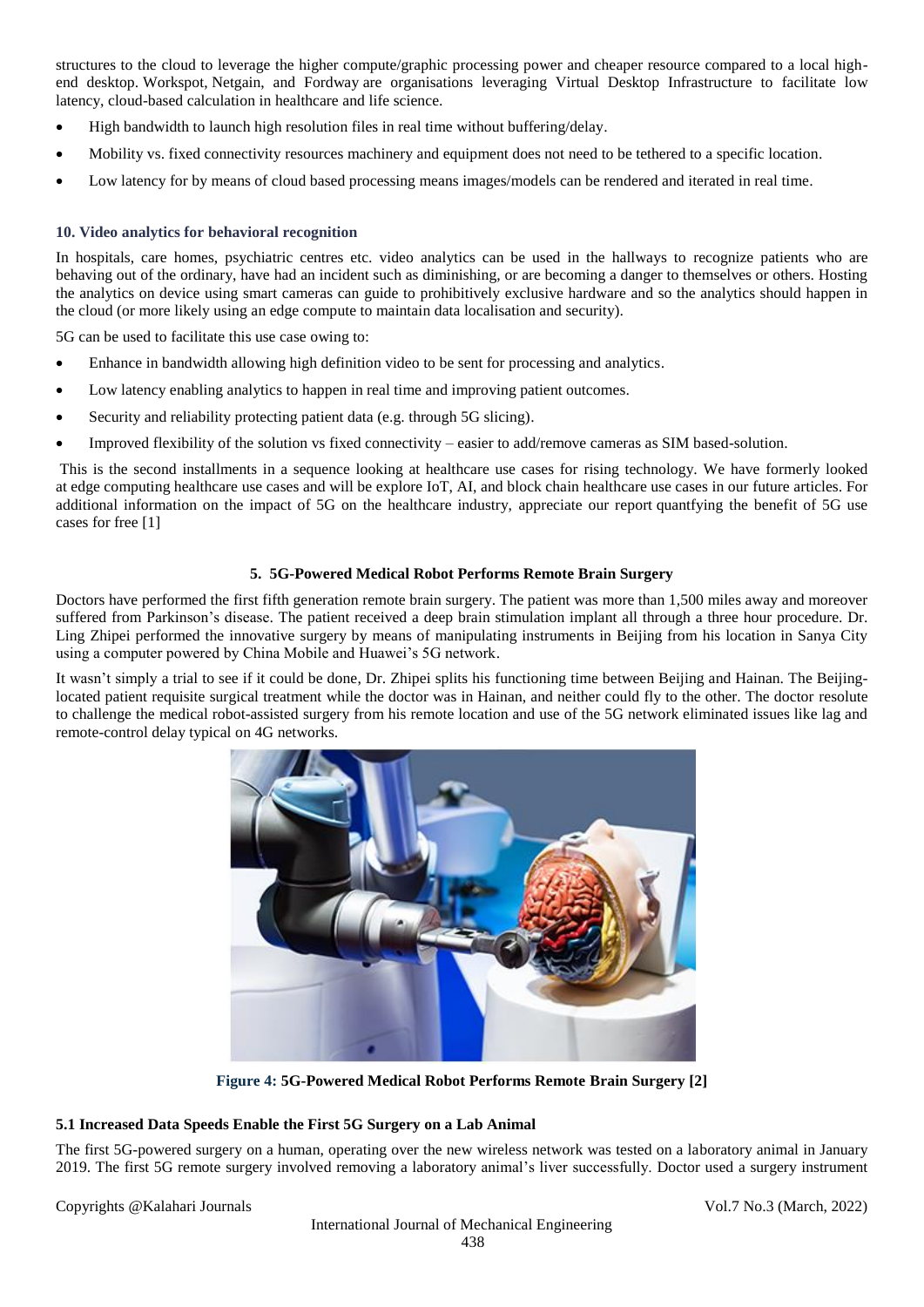structures to the cloud to leverage the higher compute/graphic processing power and cheaper resource compared to a local high-end desktop. Workspot, Netgain, and Fordway are organisations leveraging Virtual Desktop Infrastructure to facilitate low latency, cloud-based calculation in healthcare and life science.

- High bandwidth to launch high resolution files in real time without buffering/delay.
- Mobility vs. fixed connectivity resources machinery and equipment does not need to be tethered to a specific location.
- Low latency for by means of cloud based processing means images/models can be rendered and iterated in real time.

#### 10. Video analytics for behavioral recognition

In hospitals, care homes, psychiatric centres etc. video analytics can be used in the hallways to recognize patients who are behaving out of the ordinary, have had an incident such as diminishing, or are becoming a danger to themselves or others. Hosting the analytics on device using smart cameras can guide to prohibitively exclusive hardware and so the analytics should happen in the cloud (or more likely using an edge compute to maintain data localisation and security).

5G can be used to facilitate this use case owing to:

- Enhance in bandwidth allowing high definition video to be sent for processing and analytics.
- Low latency enabling analytics to happen in real time and improving patient outcomes.
- Security and reliability protecting patient data (e.g. through 5G slicing).
- Improved flexibility of the solution vs fixed connectivity – easier to add/remove cameras as SIM based-solution.

This is the second installments in a sequence looking at healthcare use cases for rising technology. We have formerly looked at edge computing healthcare use cases and will be explore IoT, AI, and block chain healthcare use cases in our future articles. For additional information on the impact of 5G on the healthcare industry, appreciate our report quantfying the benefit of 5G use cases for free [1]

## 5. 5G-Powered Medical Robot Performs Remote Brain Surgery

Doctors have performed the first fifth generation remote brain surgery. The patient was more than 1,500 miles away and moreover suffered from Parkinson's disease. The patient received a deep brain stimulation implant all through a three hour procedure. Dr. Ling Zhipei performed the innovative surgery by means of manipulating instruments in Beijing from his location in Sanya City using a computer powered by China Mobile and Huawei's 5G network.

It wasn't simply a trial to see if it could be done, Dr. Zhipei splits his functioning time between Beijing and Hainan. The Beijing-located patient requisite surgical treatment while the doctor was in Hainan, and neither could fly to the other. The doctor resolute to challenge the medical robot-assisted surgery from his remote location and use of the 5G network eliminated issues like lag and remote-control delay typical on 4G networks.

**Figure 4: 5G-Powered Medical Robot Performs Remote Brain Surgery [2]**

### 5.1 Increased Data Speeds Enable the First 5G Surgery on a Lab Animal

The first 5G-powered surgery on a human, operating over the new wireless network was tested on a laboratory animal in January 2019. The first 5G remote surgery involved removing a laboratory animal's liver successfully. Doctor used a surgery instrument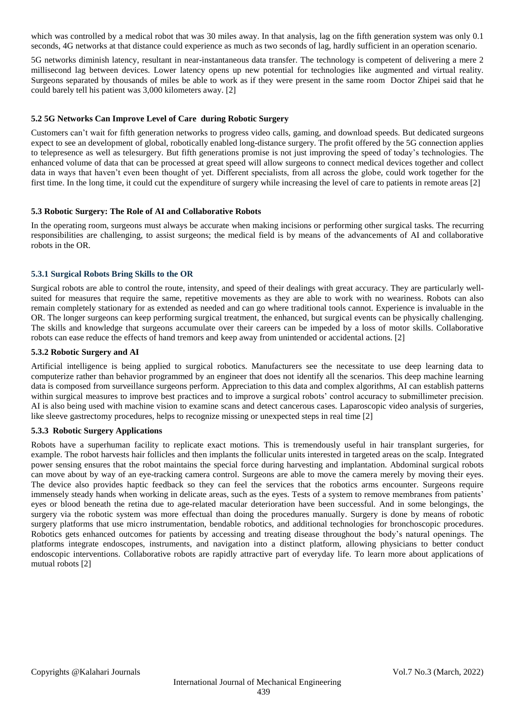which was controlled by a medical robot that was 30 miles away. In that analysis, lag on the fifth generation system was only 0.1 seconds, 4G networks at that distance could experience as much as two seconds of lag, hardly sufficient in an operation scenario.

5G networks diminish latency, resultant in near-instantaneous data transfer. The technology is competent of delivering a mere 2 millisecond lag between devices. Lower latency opens up new potential for technologies like augmented and virtual reality. Surgeons separated by thousands of miles be able to work as if they were present in the same room Doctor Zhipei said that he could barely tell his patient was 3,000 kilometers away. [2]

### 5.2 5G Networks Can Improve Level of Care during Robotic Surgery

Customers can't wait for fifth generation networks to progress video calls, gaming, and download speeds. But dedicated surgeons expect to see an development of global, robotically enabled long-distance surgery. The profit offered by the 5G connection applies to telepresence as well as telesurgery. But fifth generations promise is not just improving the speed of today's technologies. The enhanced volume of data that can be processed at great speed will allow surgeons to connect medical devices together and collect data in ways that haven't even been thought of yet. Different specialists, from all across the globe, could work together for the first time. In the long time, it could cut the expenditure of surgery while increasing the level of care to patients in remote areas [2]

### 5.3 Robotic Surgery: The Role of AI and Collaborative Robots

In the operating room, surgeons must always be accurate when making incisions or performing other surgical tasks. The recurring responsibilities are challenging, to assist surgeons; the medical field is by means of the advancements of AI and collaborative robots in the OR.

#### 5.3.1 Surgical Robots Bring Skills to the OR

Surgical robots are able to control the route, intensity, and speed of their dealings with great accuracy. They are particularly well-suited for measures that require the same, repetitive movements as they are able to work with no weariness. Robots can also remain completely stationary for as extended as needed and can go where traditional tools cannot. Experience is invaluable in the OR. The longer surgeons can keep performing surgical treatment, the enhanced, but surgical events can be physically challenging. The skills and knowledge that surgeons accumulate over their careers can be impeded by a loss of motor skills. Collaborative robots can ease reduce the effects of hand tremors and keep away from unintended or accidental actions. [2]

#### 5.3.2 Robotic Surgery and AI

Artificial intelligence is being applied to surgical robotics. Manufacturers see the necessitate to use deep learning data to computerize rather than behavior programmed by an engineer that does not identify all the scenarios. This deep machine learning data is composed from surveillance surgeons perform. Appreciation to this data and complex algorithms, AI can establish patterns within surgical measures to improve best practices and to improve a surgical robots' control accuracy to submillimeter precision. AI is also being used with machine vision to examine scans and detect cancerous cases. Laparoscopic video analysis of surgeries, like sleeve gastrectomy procedures, helps to recognize missing or unexpected steps in real time [2]

#### 5.3.3 Robotic Surgery Applications

Robots have a superhuman facility to replicate exact motions. This is tremendously useful in hair transplant surgeries, for example. The robot harvests hair follicles and then implants the follicular units interested in targeted areas on the scalp. Integrated power sensing ensures that the robot maintains the special force during harvesting and implantation. Abdominal surgical robots can move about by way of an eye-tracking camera control. Surgeons are able to move the camera merely by moving their eyes. The device also provides haptic feedback so they can feel the services that the robotics arms encounter. Surgeons require immensely steady hands when working in delicate areas, such as the eyes. Tests of a system to remove membranes from patients' eyes or blood beneath the retina due to age-related macular deterioration have been successful. And in some belongings, the surgery via the robotic system was more effectual than doing the procedures manually. Surgery is done by means of robotic surgery platforms that use micro instrumentation, bendable robotics, and additional technologies for bronchoscopic procedures. Robotics gets enhanced outcomes for patients by accessing and treating disease throughout the body's natural openings. The platforms integrate endoscopes, instruments, and navigation into a distinct platform, allowing physicians to better conduct endoscopic interventions. Collaborative robots are rapidly attractive part of everyday life. To learn more about applications of mutual robots [2]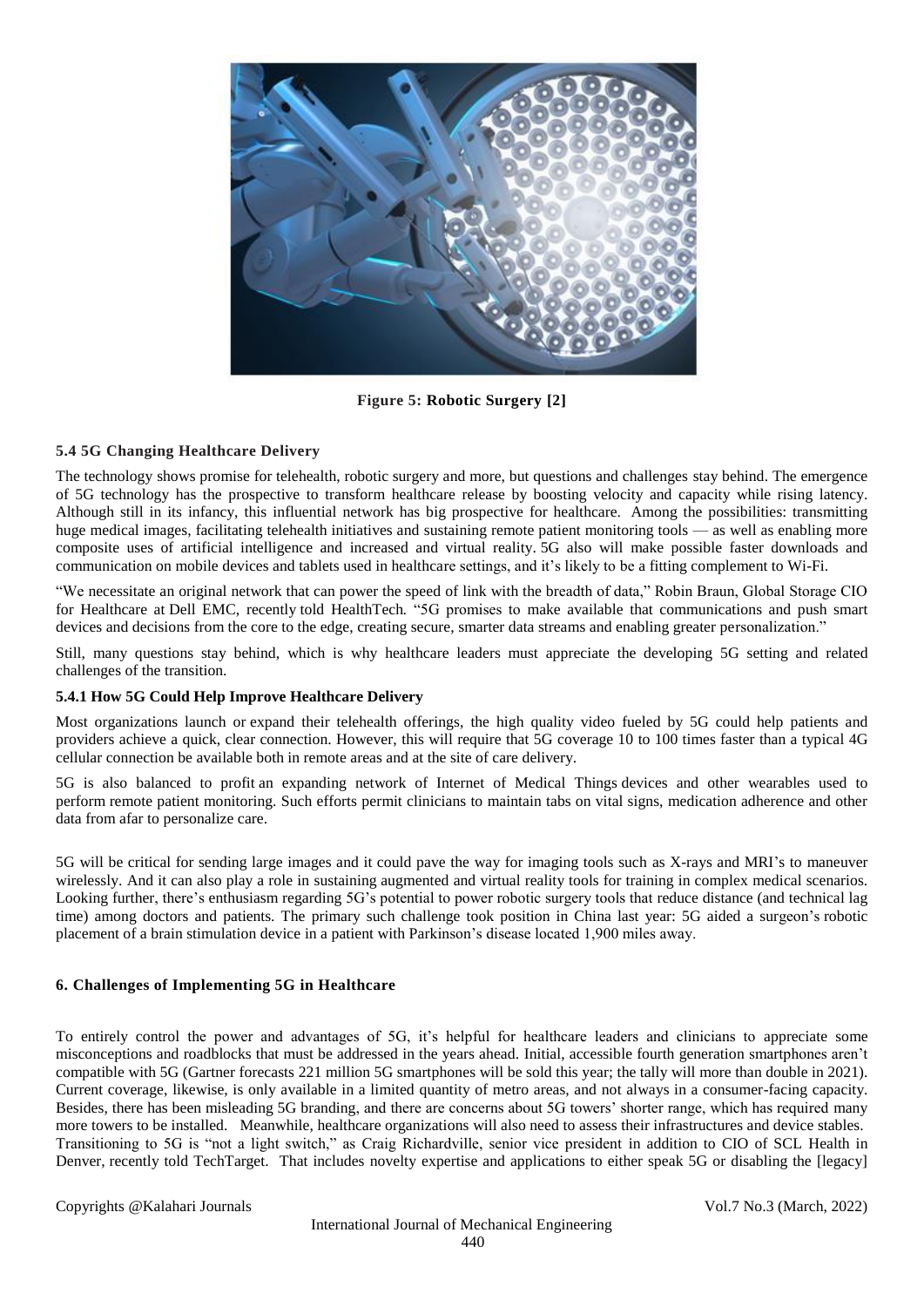**Figure 5: Robotic Surgery [2]**

### 5.4 5G Changing Healthcare Delivery

The technology shows promise for telehealth, robotic surgery and more, but questions and challenges stay behind. The emergence of 5G technology has the prospective to transform healthcare release by boosting velocity and capacity while rising latency. Although still in its infancy, this influential network has big prospective for healthcare. Among the possibilities: transmitting huge medical images, facilitating telehealth initiatives and sustaining remote patient monitoring tools — as well as enabling more composite uses of artificial intelligence and increased and virtual reality. 5G also will make possible faster downloads and communication on mobile devices and tablets used in healthcare settings, and it's likely to be a fitting complement to Wi-Fi.

"We necessitate an original network that can power the speed of link with the breadth of data," Robin Braun, Global Storage CIO for Healthcare at Dell EMC, recently told HealthTech. "5G promises to make available that communications and push smart devices and decisions from the core to the edge, creating secure, smarter data streams and enabling greater personalization."

Still, many questions stay behind, which is why healthcare leaders must appreciate the developing 5G setting and related challenges of the transition.

#### 5.4.1 How 5G Could Help Improve Healthcare Delivery

Most organizations launch or expand their telehealth offerings, the high quality video fueled by 5G could help patients and providers achieve a quick, clear connection. However, this will require that 5G coverage 10 to 100 times faster than a typical 4G cellular connection be available both in remote areas and at the site of care delivery.

5G is also balanced to profit an expanding network of Internet of Medical Things devices and other wearables used to perform remote patient monitoring. Such efforts permit clinicians to maintain tabs on vital signs, medication adherence and other data from afar to personalize care.

5G will be critical for sending large images and it could pave the way for imaging tools such as X-rays and MRI's to maneuver wirelessly. And it can also play a role in sustaining augmented and virtual reality tools for training in complex medical scenarios. Looking further, there's enthusiasm regarding 5G's potential to power robotic surgery tools that reduce distance (and technical lag time) among doctors and patients. The primary such challenge took position in China last year: 5G aided a surgeon's robotic placement of a brain stimulation device in a patient with Parkinson's disease located 1,900 miles away.

## 6. Challenges of Implementing 5G in Healthcare

To entirely control the power and advantages of 5G, it's helpful for healthcare leaders and clinicians to appreciate some misconceptions and roadblocks that must be addressed in the years ahead. Initial, accessible fourth generation smartphones aren't compatible with 5G (Gartner forecasts 221 million 5G smartphones will be sold this year; the tally will more than double in 2021). Current coverage, likewise, is only available in a limited quantity of metro areas, and not always in a consumer-facing capacity. Besides, there has been misleading 5G branding, and there are concerns about 5G towers' shorter range, which has required many more towers to be installed. Meanwhile, healthcare organizations will also need to assess their infrastructures and device stables. Transitioning to 5G is "not a light switch," as Craig Richardville, senior vice president in addition to CIO of SCL Health in Denver, recently told TechTarget. That includes novelty expertise and applications to either speak 5G or disabling the [legacy]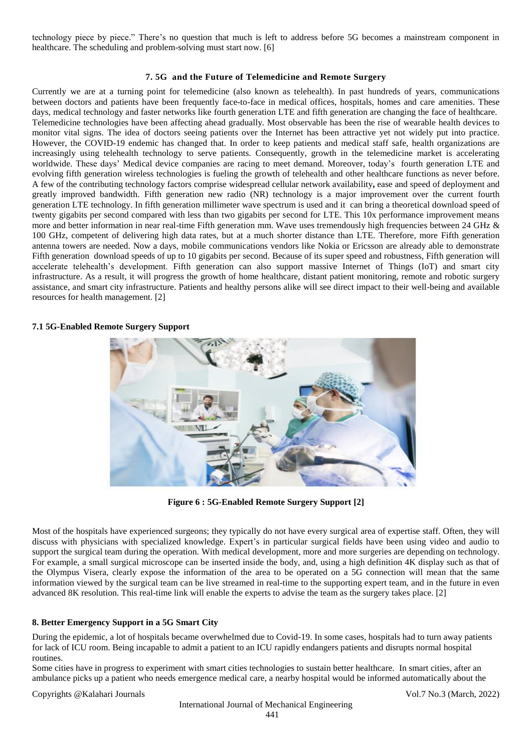technology piece by piece." There's no question that much is left to address before 5G becomes a mainstream component in healthcare. The scheduling and problem-solving must start now. [6]

## 7. 5G and the Future of Telemedicine and Remote Surgery

Currently we are at a turning point for telemedicine (also known as telehealth). In past hundreds of years, communications between doctors and patients have been frequently face-to-face in medical offices, hospitals, homes and care amenities. These days, medical technology and faster networks like fourth generation LTE and fifth generation are changing the face of healthcare.
Telemedicine technologies have been affecting ahead gradually. Most observable has been the rise of wearable health devices to monitor vital signs. The idea of doctors seeing patients over the Internet has been attractive yet not widely put into practice. However, the COVID-19 endemic has changed that. In order to keep patients and medical staff safe, health organizations are increasingly using telehealth technology to serve patients. Consequently, growth in the telemedicine market is accelerating worldwide. These days' Medical device companies are racing to meet demand. Moreover, today's fourth generation LTE and evolving fifth generation wireless technologies is fueling the growth of telehealth and other healthcare functions as never before. A few of the contributing technology factors comprise widespread cellular network availability**,** ease and speed of deployment and greatly improved bandwidth. Fifth generation new radio (NR) technology is a major improvement over the current fourth generation LTE technology. In fifth generation millimeter wave spectrum is used and it can bring a theoretical download speed of twenty gigabits per second compared with less than two gigabits per second for LTE. This 10x performance improvement means more and better information in near real-time Fifth generation mm. Wave uses tremendously high frequencies between 24 GHz & 100 GHz, competent of delivering high data rates, but at a much shorter distance than LTE. Therefore, more Fifth generation antenna towers are needed. Now a days, mobile communications vendors like Nokia or Ericsson are already able to demonstrate Fifth generation download speeds of up to 10 gigabits per second. Because of its super speed and robustness, Fifth generation will accelerate telehealth's development. Fifth generation can also support massive Internet of Things (IoT) and smart city infrastructure. As a result, it will progress the growth of home healthcare, distant patient monitoring, remote and robotic surgery assistance, and smart city infrastructure. Patients and healthy persons alike will see direct impact to their well-being and available resources for health management. [2]

### 7.1 5G-Enabled Remote Surgery Support

**Figure 6 : 5G-Enabled Remote Surgery Support [2]**

Most of the hospitals have experienced surgeons; they typically do not have every surgical area of expertise staff. Often, they will discuss with physicians with specialized knowledge. Expert's in particular surgical fields have been using video and audio to support the surgical team during the operation. With medical development, more and more surgeries are depending on technology. For example, a small surgical microscope can be inserted inside the body, and, using a high definition 4K display such as that of the Olympus Visera, clearly expose the information of the area to be operated on a 5G connection will mean that the same information viewed by the surgical team can be live streamed in real-time to the supporting expert team, and in the future in even advanced 8K resolution. This real-time link will enable the experts to advise the team as the surgery takes place. [2]

## 8. Better Emergency Support in a 5G Smart City

During the epidemic, a lot of hospitals became overwhelmed due to Covid-19. In some cases, hospitals had to turn away patients for lack of ICU room. Being incapable to admit a patient to an ICU rapidly endangers patients and disrupts normal hospital routines.

Some cities have in progress to experiment with smart cities technologies to sustain better healthcare. In smart cities, after an ambulance picks up a patient who needs emergence medical care, a nearby hospital would be informed automatically about the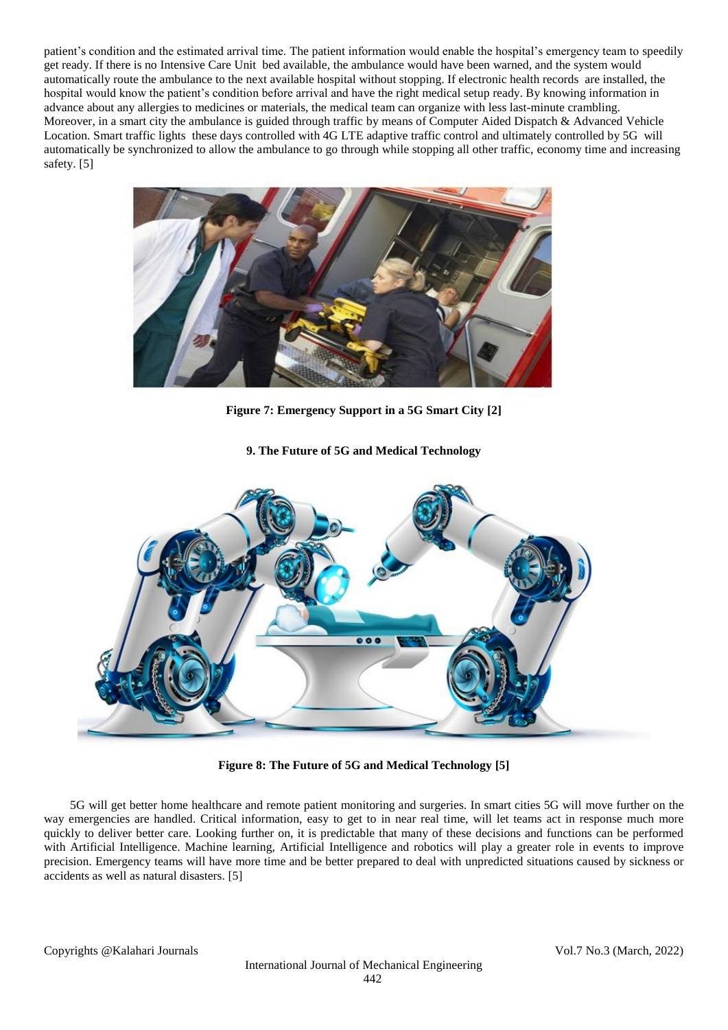patient's condition and the estimated arrival time. The patient information would enable the hospital's emergency team to speedily get ready. If there is no Intensive Care Unit bed available, the ambulance would have been warned, and the system would automatically route the ambulance to the next available hospital without stopping. If electronic health records are installed, the hospital would know the patient's condition before arrival and have the right medical setup ready. By knowing information in advance about any allergies to medicines or materials, the medical team can organize with less last-minute crambling. Moreover, in a smart city the ambulance is guided through traffic by means of Computer Aided Dispatch & Advanced Vehicle Location. Smart traffic lights these days controlled with 4G LTE adaptive traffic control and ultimately controlled by 5G will automatically be synchronized to allow the ambulance to go through while stopping all other traffic, economy time and increasing safety. [5]

**Figure 7: Emergency Support in a 5G Smart City [2]**

## 9. The Future of 5G and Medical Technology

**Figure 8: The Future of 5G and Medical Technology [5]**

5G will get better home healthcare and remote patient monitoring and surgeries. In smart cities 5G will move further on the way emergencies are handled. Critical information, easy to get to in near real time, will let teams act in response much more quickly to deliver better care. Looking further on, it is predictable that many of these decisions and functions can be performed with Artificial Intelligence. Machine learning, Artificial Intelligence and robotics will play a greater role in events to improve precision. Emergency teams will have more time and be better prepared to deal with unpredicted situations caused by sickness or accidents as well as natural disasters. [5]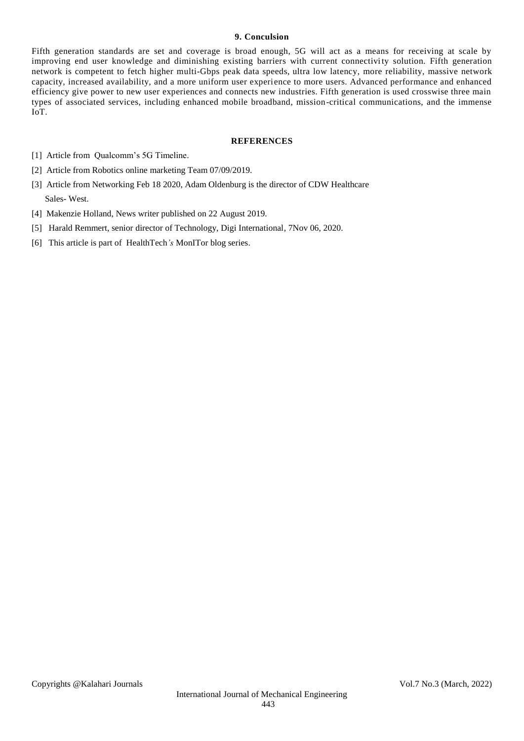## 9. Conculsion

Fifth generation standards are set and coverage is broad enough, 5G will act as a means for receiving at scale by improving end user knowledge and diminishing existing barriers with current connectivity solution. Fifth generation network is competent to fetch higher multi-Gbps peak data speeds, ultra low latency, more reliability, massive network capacity, increased availability, and a more uniform user experience to more users. Advanced performance and enhanced efficiency give power to new user experiences and connects new industries. Fifth generation is used crosswise three main types of associated services, including enhanced mobile broadband, mission-critical communications, and the immense IoT.

## REFERENCES

[1] Article from Qualcomm's 5G Timeline.

[2] Article from Robotics online marketing Team 07/09/2019.

[3] Article from Networking Feb 18 2020, Adam Oldenburg is the director of CDW Healthcare Sales- West.

[4] Makenzie Holland, News writer published on 22 August 2019.

[5] Harald Remmert, senior director of Technology, Digi International, 7Nov 06, 2020.

[6] This article is part of HealthTech*'s* MonITor blog series.